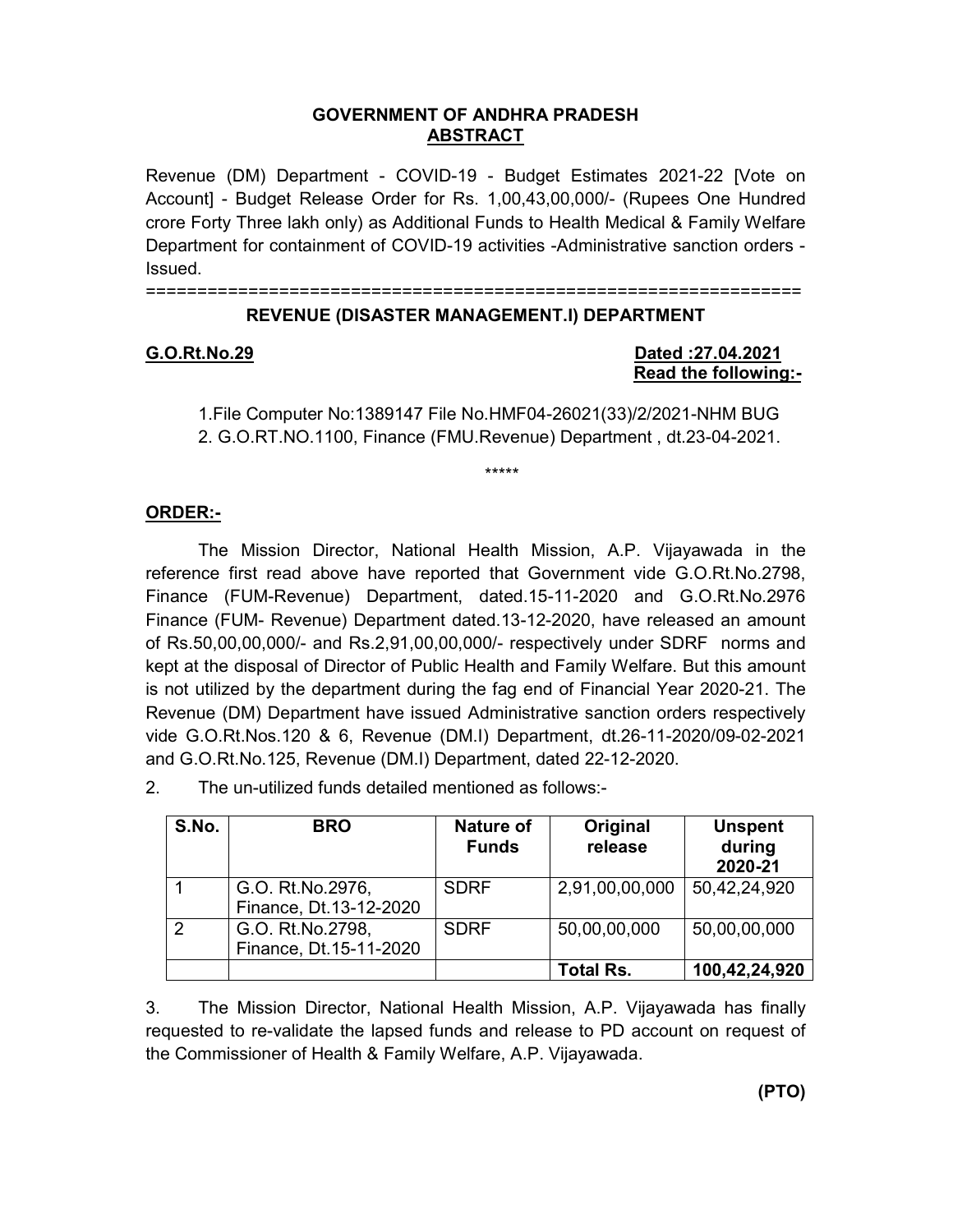**GOVERNMENT OF ANDHRA PRADESH**
**ABSTRACT**

Revenue (DM) Department - COVID-19 - Budget Estimates 2021-22 [Vote on Account] - Budget Release Order for Rs. 1,00,43,00,000/- (Rupees One Hundred crore Forty Three lakh only) as Additional Funds to Health Medical & Family Welfare Department for containment of COVID-19 activities -Administrative sanction orders - Issued.

================================================================

**REVENUE (DISASTER MANAGEMENT.I) DEPARTMENT**

**G.O.Rt.No.29** **Dated :27.04.2021**

**Read the following:-**

1.File Computer No:1389147 File No.HMF04-26021(33)/2/2021-NHM BUG
2. G.O.RT.NO.1100, Finance (FMU.Revenue) Department , dt.23-04-2021.

\*\*\*\*\*

**ORDER:-**

The Mission Director, National Health Mission, A.P. Vijayawada in the reference first read above have reported that Government vide G.O.Rt.No.2798, Finance (FUM-Revenue) Department, dated.15-11-2020 and G.O.Rt.No.2976 Finance (FUM- Revenue) Department dated.13-12-2020, have released an amount of Rs.50,00,00,000/- and Rs.2,91,00,00,000/- respectively under SDRF norms and kept at the disposal of Director of Public Health and Family Welfare. But this amount is not utilized by the department during the fag end of Financial Year 2020-21. The Revenue (DM) Department have issued Administrative sanction orders respectively vide G.O.Rt.Nos.120 & 6, Revenue (DM.I) Department, dt.26-11-2020/09-02-2021 and G.O.Rt.No.125, Revenue (DM.I) Department, dated 22-12-2020.

2. The un-utilized funds detailed mentioned as follows:-

| S.No. | BRO | Nature of Funds | Original release | Unspent during 2020-21 |
|---|---|---|---|---|
| 1 | G.O. Rt.No.2976, Finance, Dt.13-12-2020 | SDRF | 2,91,00,00,000 | 50,42,24,920 |
| 2 | G.O. Rt.No.2798, Finance, Dt.15-11-2020 | SDRF | 50,00,00,000 | 50,00,00,000 |
| | | | **Total Rs.** | **100,42,24,920** |

3. The Mission Director, National Health Mission, A.P. Vijayawada has finally requested to re-validate the lapsed funds and release to PD account on request of the Commissioner of Health & Family Welfare, A.P. Vijayawada.

**(PTO)**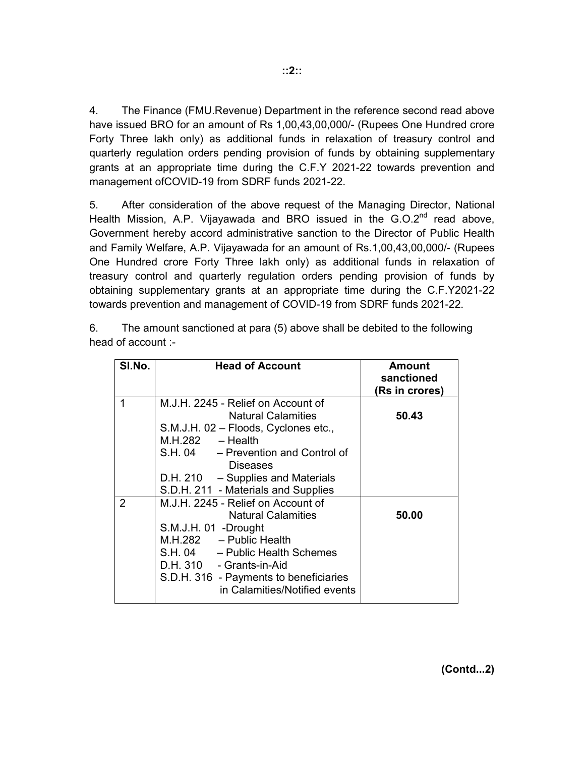4. The Finance (FMU.Revenue) Department in the reference second read above have issued BRO for an amount of Rs 1,00,43,00,000/- (Rupees One Hundred crore Forty Three lakh only) as additional funds in relaxation of treasury control and quarterly regulation orders pending provision of funds by obtaining supplementary grants at an appropriate time during the C.F.Y 2021-22 towards prevention and management ofCOVID-19 from SDRF funds 2021-22.

5. After consideration of the above request of the Managing Director, National Health Mission, A.P. Vijayawada and BRO issued in the G.O.2nd read above, Government hereby accord administrative sanction to the Director of Public Health and Family Welfare, A.P. Vijayawada for an amount of Rs.1,00,43,00,000/- (Rupees One Hundred crore Forty Three lakh only) as additional funds in relaxation of treasury control and quarterly regulation orders pending provision of funds by obtaining supplementary grants at an appropriate time during the C.F.Y2021-22 towards prevention and management of COVID-19 from SDRF funds 2021-22.

6. The amount sanctioned at para (5) above shall be debited to the following head of account :-

| Sl.No. | Head of Account | Amount sanctioned (Rs in crores) |
|---|---|---|
| 1 | M.J.H. 2245 - Relief on Account of Natural Calamities<br>S.M.J.H. 02 – Floods, Cyclones etc.,<br>M.H.282 – Health<br>S.H. 04 – Prevention and Control of Diseases<br>D.H. 210 – Supplies and Materials<br>S.D.H. 211 - Materials and Supplies | **50.43** |
| 2 | M.J.H. 2245 - Relief on Account of Natural Calamities<br>S.M.J.H. 01 -Drought<br>M.H.282 – Public Health<br>S.H. 04 – Public Health Schemes<br>D.H. 310 - Grants-in-Aid<br>S.D.H. 316 - Payments to beneficiaries in Calamities/Notified events | **50.00** |

**(Contd...2)**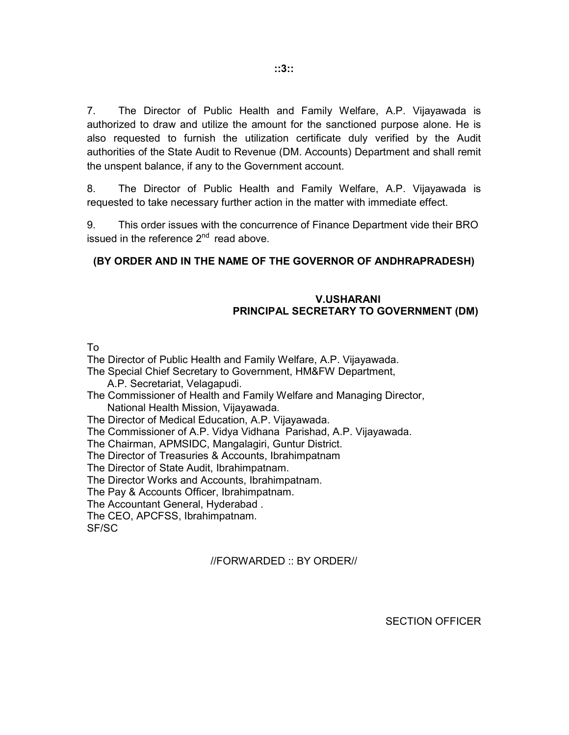7. The Director of Public Health and Family Welfare, A.P. Vijayawada is authorized to draw and utilize the amount for the sanctioned purpose alone. He is also requested to furnish the utilization certificate duly verified by the Audit authorities of the State Audit to Revenue (DM. Accounts) Department and shall remit the unspent balance, if any to the Government account.

8. The Director of Public Health and Family Welfare, A.P. Vijayawada is requested to take necessary further action in the matter with immediate effect.

9. This order issues with the concurrence of Finance Department vide their BRO issued in the reference 2nd read above.

**(BY ORDER AND IN THE NAME OF THE GOVERNOR OF ANDHRAPRADESH)**

**V.USHARANI**
**PRINCIPAL SECRETARY TO GOVERNMENT (DM)**

To
The Director of Public Health and Family Welfare, A.P. Vijayawada.
The Special Chief Secretary to Government, HM&FW Department, A.P. Secretariat, Velagapudi.
The Commissioner of Health and Family Welfare and Managing Director, National Health Mission, Vijayawada.
The Director of Medical Education, A.P. Vijayawada.
The Commissioner of A.P. Vidya Vidhana Parishad, A.P. Vijayawada.
The Chairman, APMSIDC, Mangalagiri, Guntur District.
The Director of Treasuries & Accounts, Ibrahimpatnam
The Director of State Audit, Ibrahimpatnam.
The Director Works and Accounts, Ibrahimpatnam.
The Pay & Accounts Officer, Ibrahimpatnam.
The Accountant General, Hyderabad .
The CEO, APCFSS, Ibrahimpatnam.
SF/SC

//FORWARDED :: BY ORDER//

SECTION OFFICER